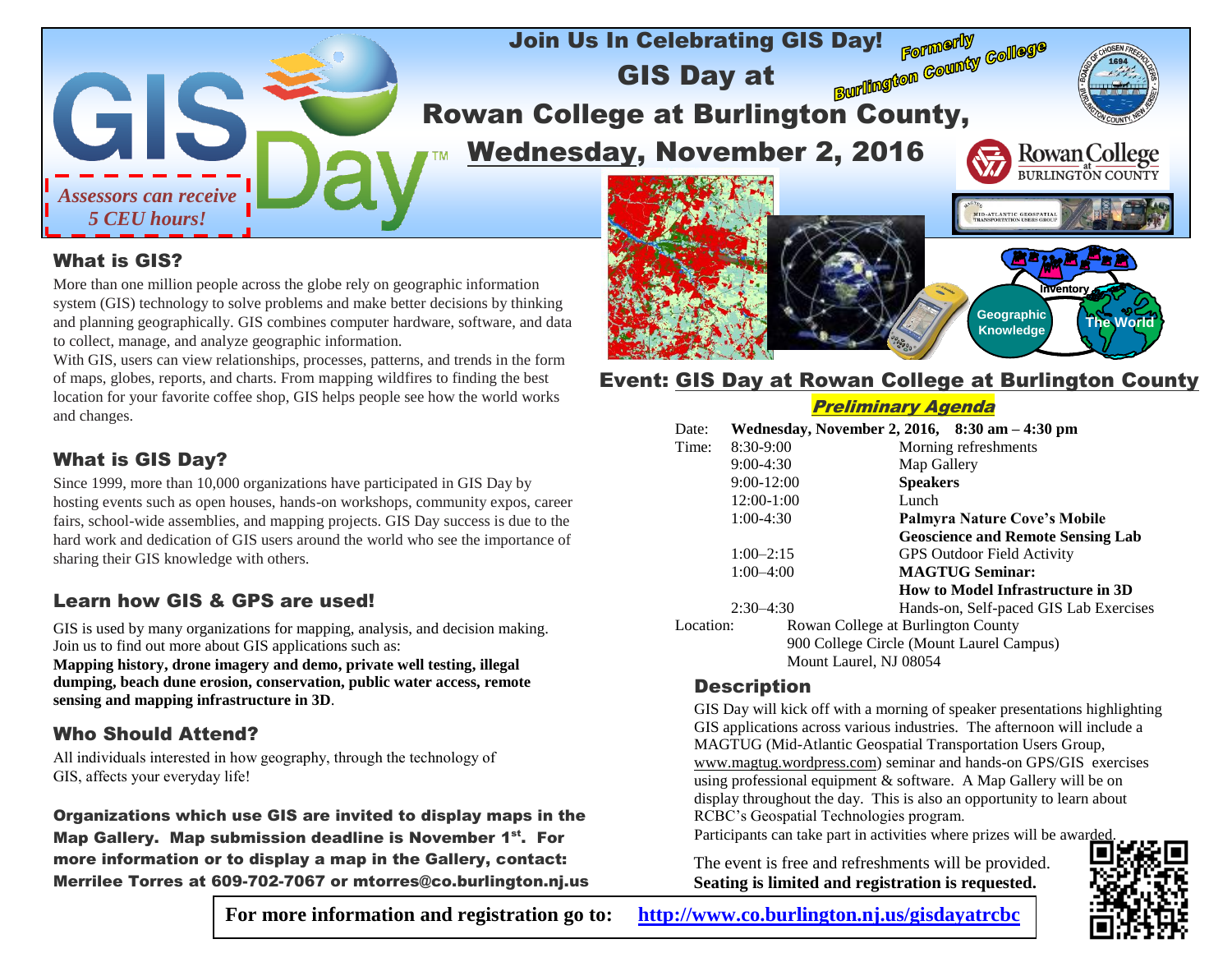# Join Us In Celebrating GIS Day!

## GIS Day at Rowan College at Burlington County,

*Formerly Burlington County College*

## Wednesday, November 2, 2016

*Assessors can receive 5 CEU hours!*

## What is GIS?

More than one million people across the globe rely on geographic information system (GIS) technology to solve problems and make better decisions by thinking and planning geographically. GIS combines computer hardware, software, and data to collect, manage, and analyze geographic information.

With GIS, users can view relationships, processes, patterns, and trends in the form of maps, globes, reports, and charts. From mapping wildfires to finding the best location for your favorite coffee shop, GIS helps people see how the world works and changes.

## What is GIS Day?

Since 1999, more than 10,000 organizations have participated in GIS Day by hosting events such as open houses, hands-on workshops, community expos, career fairs, school-wide assemblies, and mapping projects. GIS Day success is due to the hard work and dedication of GIS users around the world who see the importance of sharing their GIS knowledge with others.

## Learn how GIS & GPS are used!

GIS is used by many organizations for mapping, analysis, and decision making. Join us to find out more about GIS applications such as:
**Mapping history, drone imagery and demo, private well testing, illegal dumping, beach dune erosion, conservation, public water access, remote sensing and mapping infrastructure in 3D**.

## Who Should Attend?

All individuals interested in how geography, through the technology of GIS, affects your everyday life!

**Organizations which use GIS are invited to display maps in the Map Gallery. Map submission deadline is November 1st. For more information or to display a map in the Gallery, contact: Merrilee Torres at 609-702-7067 or mtorres@co.burlington.nj.us**

## Event: GIS Day at Rowan College at Burlington County

***Preliminary Agenda***

Date: **Wednesday, November 2, 2016, 8:30 am – 4:30 pm**

| Time: | |
|---|---|
| 8:30-9:00 | Morning refreshments |
| 9:00-4:30 | Map Gallery |
| 9:00-12:00 | **Speakers** |
| 12:00-1:00 | Lunch |
| 1:00-4:30 | **Palmyra Nature Cove's Mobile Geoscience and Remote Sensing Lab** |
| 1:00–2:15 | GPS Outdoor Field Activity |
| 1:00–4:00 | **MAGTUG Seminar: How to Model Infrastructure in 3D** |
| 2:30–4:30 | Hands-on, Self-paced GIS Lab Exercises |

Location: Rowan College at Burlington County
900 College Circle (Mount Laurel Campus)
Mount Laurel, NJ 08054

## Description

GIS Day will kick off with a morning of speaker presentations highlighting GIS applications across various industries. The afternoon will include a MAGTUG (Mid-Atlantic Geospatial Transportation Users Group, www.magtug.wordpress.com) seminar and hands-on GPS/GIS exercises using professional equipment & software. A Map Gallery will be on display throughout the day. This is also an opportunity to learn about RCBC's Geospatial Technologies program.

Participants can take part in activities where prizes will be awarded.

The event is free and refreshments will be provided.
**Seating is limited and registration is requested.**

**For more information and registration go to: http://www.co.burlington.nj.us/gisdayatrcbc**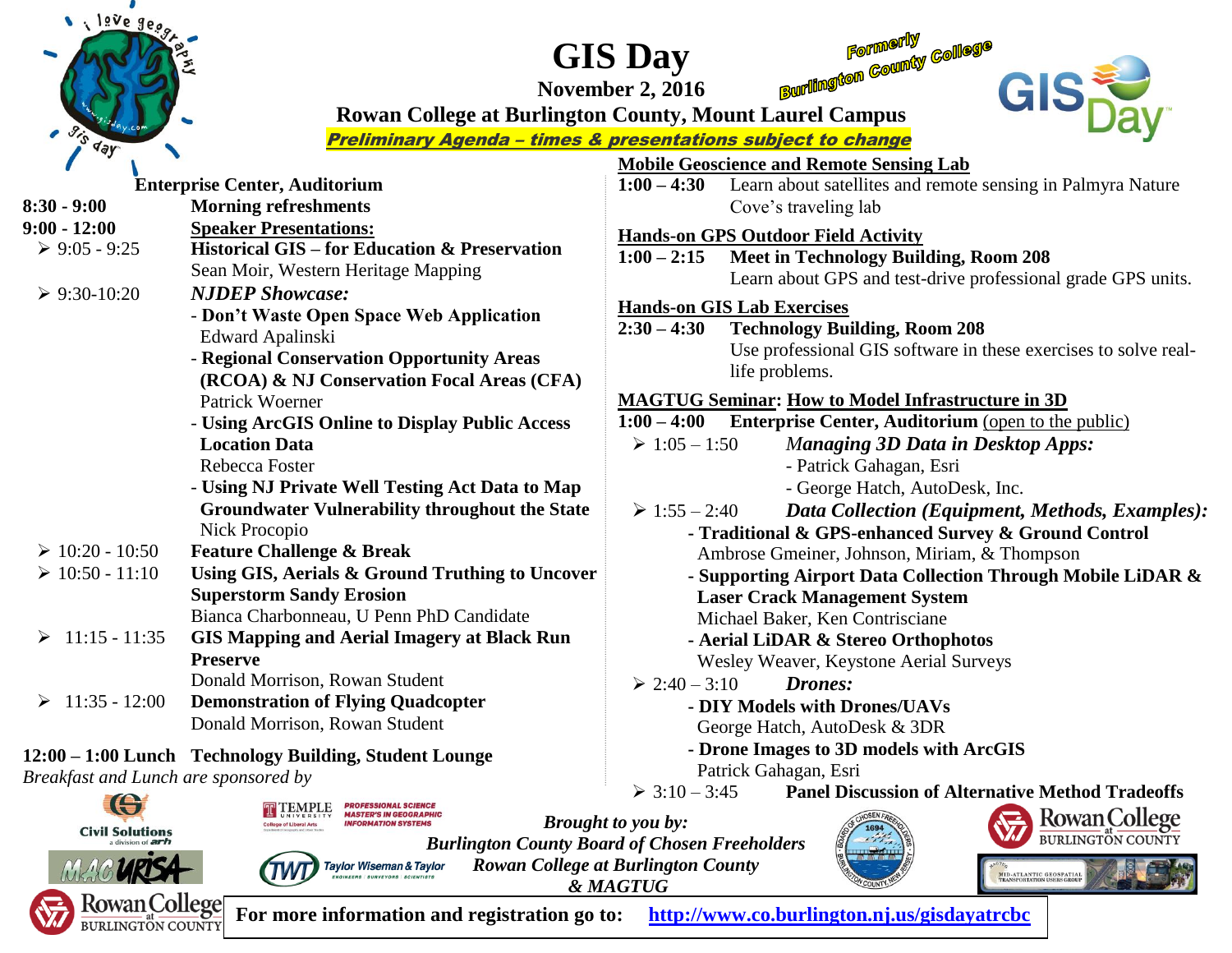# GIS Day

**November 2, 2016**

*Formerly Burlington County College*

**Rowan College at Burlington County, Mount Laurel Campus**

***Preliminary Agenda – times & presentations subject to change***

## Enterprise Center, Auditorium

**8:30 - 9:00** **Morning refreshments**

**9:00 - 12:00** **Speaker Presentations:**

- 9:05 - 9:25 **Historical GIS – for Education & Preservation**
  Sean Moir, Western Heritage Mapping
- 9:30-10:20 ***NJDEP Showcase:***
  - **Don't Waste Open Space Web Application**
    Edward Apalinski
  - **Regional Conservation Opportunity Areas (RCOA) & NJ Conservation Focal Areas (CFA)**
    Patrick Woerner
  - **Using ArcGIS Online to Display Public Access Location Data**
    Rebecca Foster
  - **Using NJ Private Well Testing Act Data to Map Groundwater Vulnerability throughout the State**
    Nick Procopio
- 10:20 - 10:50 **Feature Challenge & Break**
- 10:50 - 11:10 **Using GIS, Aerials & Ground Truthing to Uncover Superstorm Sandy Erosion**
  Bianca Charbonneau, U Penn PhD Candidate
- 11:15 - 11:35 **GIS Mapping and Aerial Imagery at Black Run Preserve**
  Donald Morrison, Rowan Student
- 11:35 - 12:00 **Demonstration of Flying Quadcopter**
  Donald Morrison, Rowan Student

**12:00 – 1:00 Lunch** **Technology Building, Student Lounge**

*Breakfast and Lunch are sponsored by*

## Mobile Geoscience and Remote Sensing Lab

**1:00 – 4:30** Learn about satellites and remote sensing in Palmyra Nature Cove's traveling lab

## Hands-on GPS Outdoor Field Activity

**1:00 – 2:15** **Meet in Technology Building, Room 208**
Learn about GPS and test-drive professional grade GPS units.

## Hands-on GIS Lab Exercises

**2:30 – 4:30** **Technology Building, Room 208**
Use professional GIS software in these exercises to solve real-life problems.

## MAGTUG Seminar: How to Model Infrastructure in 3D

**1:00 – 4:00** **Enterprise Center, Auditorium** (open to the public)

- 1:05 – 1:50 ***Managing 3D Data in Desktop Apps:***
  - Patrick Gahagan, Esri
  - George Hatch, AutoDesk, Inc.
- 1:55 – 2:40 ***Data Collection (Equipment, Methods, Examples):***
  - **Traditional & GPS-enhanced Survey & Ground Control**
    Ambrose Gmeiner, Johnson, Miriam, & Thompson
  - **Supporting Airport Data Collection Through Mobile LiDAR & Laser Crack Management System**
    Michael Baker, Ken Contrisciane
  - **Aerial LiDAR & Stereo Orthophotos**
    Wesley Weaver, Keystone Aerial Surveys
- 2:40 – 3:10 ***Drones:***
  - **DIY Models with Drones/UAVs**
    George Hatch, AutoDesk & 3DR
  - **Drone Images to 3D models with ArcGIS**
    Patrick Gahagan, Esri
- 3:10 – 3:45 **Panel Discussion of Alternative Method Tradeoffs**

***Brought to you by:***
***Burlington County Board of Chosen Freeholders***
***Rowan College at Burlington County***
***& MAGTUG***

**For more information and registration go to:** **http://www.co.burlington.nj.us/gisdayatrcbc**